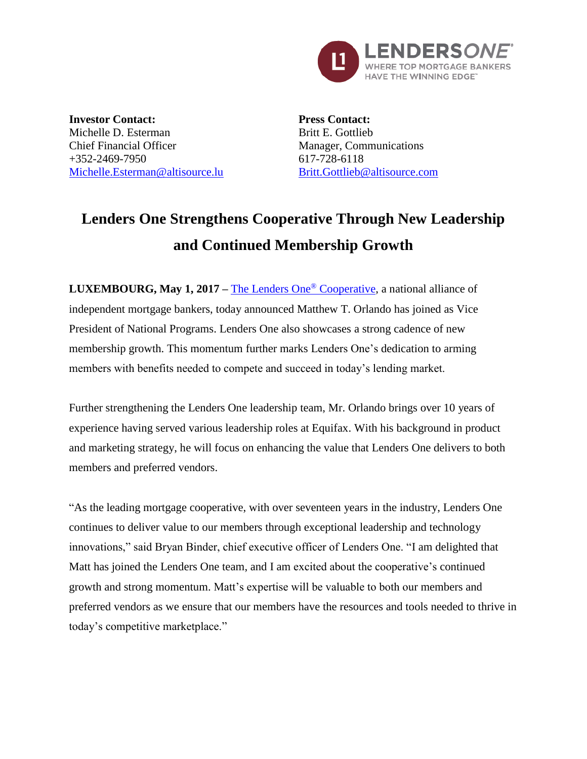**Investor Contact:**
Michelle D. Esterman
Chief Financial Officer
+352-2469-7950
Michelle.Esterman@altisource.lu

**Press Contact:**
Britt E. Gottlieb
Manager, Communications
617-728-6118
Britt.Gottlieb@altisource.com

# Lenders One Strengthens Cooperative Through New Leadership and Continued Membership Growth

**LUXEMBOURG, May 1, 2017 –** The Lenders One® Cooperative, a national alliance of independent mortgage bankers, today announced Matthew T. Orlando has joined as Vice President of National Programs. Lenders One also showcases a strong cadence of new membership growth. This momentum further marks Lenders One's dedication to arming members with benefits needed to compete and succeed in today's lending market.

Further strengthening the Lenders One leadership team, Mr. Orlando brings over 10 years of experience having served various leadership roles at Equifax. With his background in product and marketing strategy, he will focus on enhancing the value that Lenders One delivers to both members and preferred vendors.

"As the leading mortgage cooperative, with over seventeen years in the industry, Lenders One continues to deliver value to our members through exceptional leadership and technology innovations," said Bryan Binder, chief executive officer of Lenders One. "I am delighted that Matt has joined the Lenders One team, and I am excited about the cooperative's continued growth and strong momentum. Matt's expertise will be valuable to both our members and preferred vendors as we ensure that our members have the resources and tools needed to thrive in today's competitive marketplace."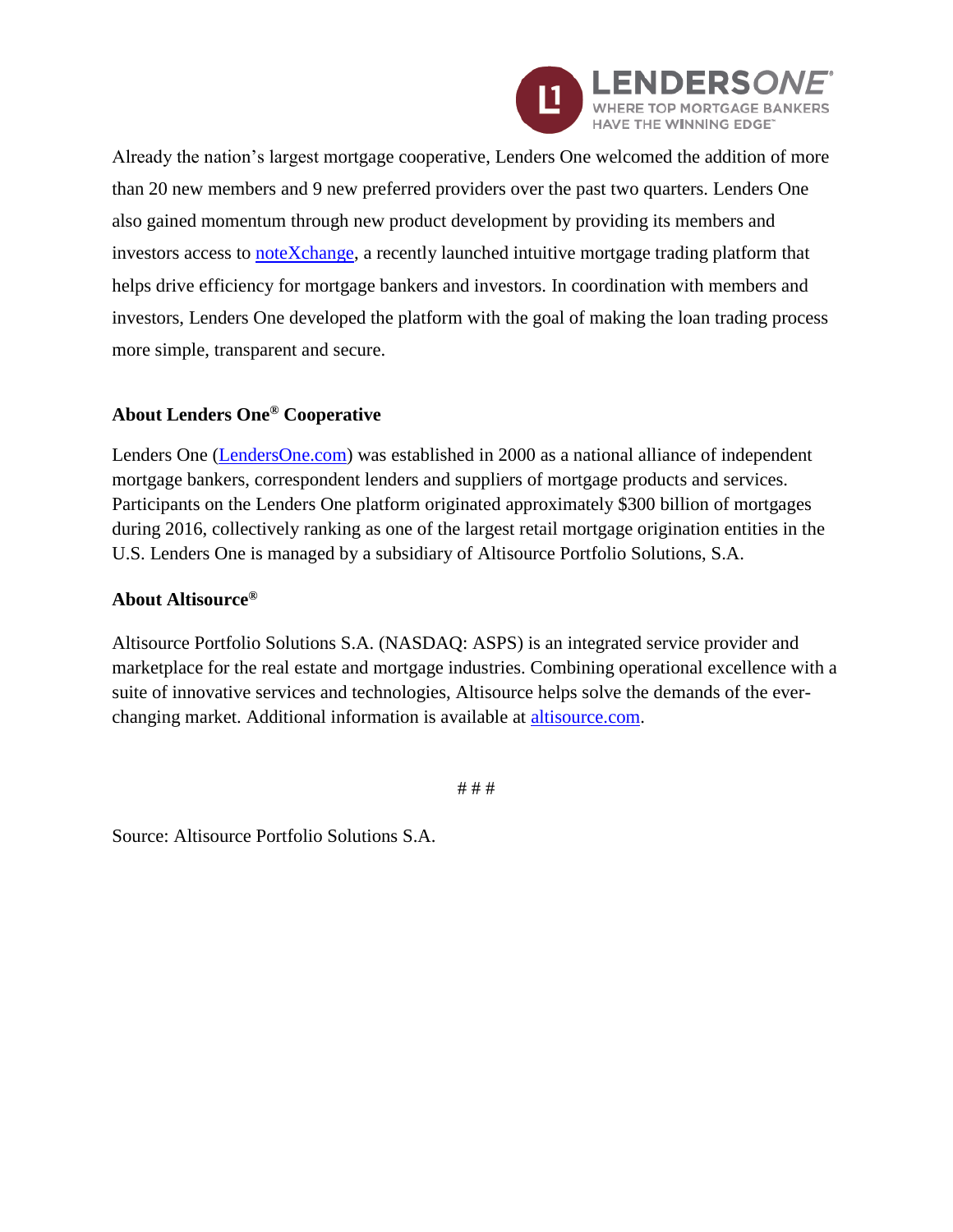Already the nation's largest mortgage cooperative, Lenders One welcomed the addition of more than 20 new members and 9 new preferred providers over the past two quarters. Lenders One also gained momentum through new product development by providing its members and investors access to noteXchange, a recently launched intuitive mortgage trading platform that helps drive efficiency for mortgage bankers and investors. In coordination with members and investors, Lenders One developed the platform with the goal of making the loan trading process more simple, transparent and secure.

**About Lenders One® Cooperative**

Lenders One (LendersOne.com) was established in 2000 as a national alliance of independent mortgage bankers, correspondent lenders and suppliers of mortgage products and services. Participants on the Lenders One platform originated approximately $300 billion of mortgages during 2016, collectively ranking as one of the largest retail mortgage origination entities in the U.S. Lenders One is managed by a subsidiary of Altisource Portfolio Solutions, S.A.

**About Altisource®**

Altisource Portfolio Solutions S.A. (NASDAQ: ASPS) is an integrated service provider and marketplace for the real estate and mortgage industries. Combining operational excellence with a suite of innovative services and technologies, Altisource helps solve the demands of the ever-changing market. Additional information is available at altisource.com.

# # #

Source: Altisource Portfolio Solutions S.A.